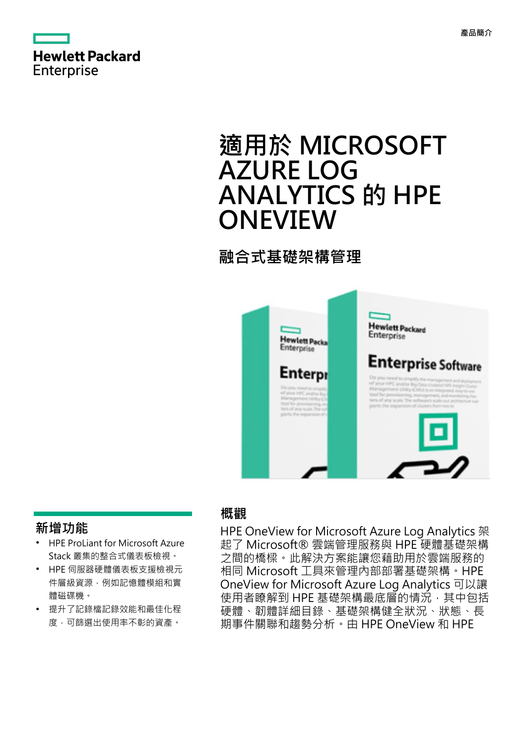Hewlett Packard Enterprise

產品簡介

# 適用於 MICROSOFT AZURE LOG ANALYTICS 的 HPE ONEVIEW

## 融合式基礎架構管理

## 概觀

HPE OneView for Microsoft Azure Log Analytics 架起了 Microsoft® 雲端管理服務與 HPE 硬體基礎架構之間的橋樑。此解決方案能讓您藉助用於雲端服務的相同 Microsoft 工具來管理內部部署基礎架構。HPE OneView for Microsoft Azure Log Analytics 可以讓使用者瞭解到 HPE 基礎架構最底層的情況，其中包括硬體、韌體詳細目錄、基礎架構健全狀況、狀態、長期事件關聯和趨勢分析。由 HPE OneView 和 HPE

## 新增功能

- HPE ProLiant for Microsoft Azure Stack 叢集的整合式儀表板檢視。
- HPE 伺服器硬體儀表板支援檢視元件層級資源，例如記憶體模組和實體磁碟機。
- 提升了記錄檔記錄效能和最佳化程度，可篩選出使用率不彰的資產。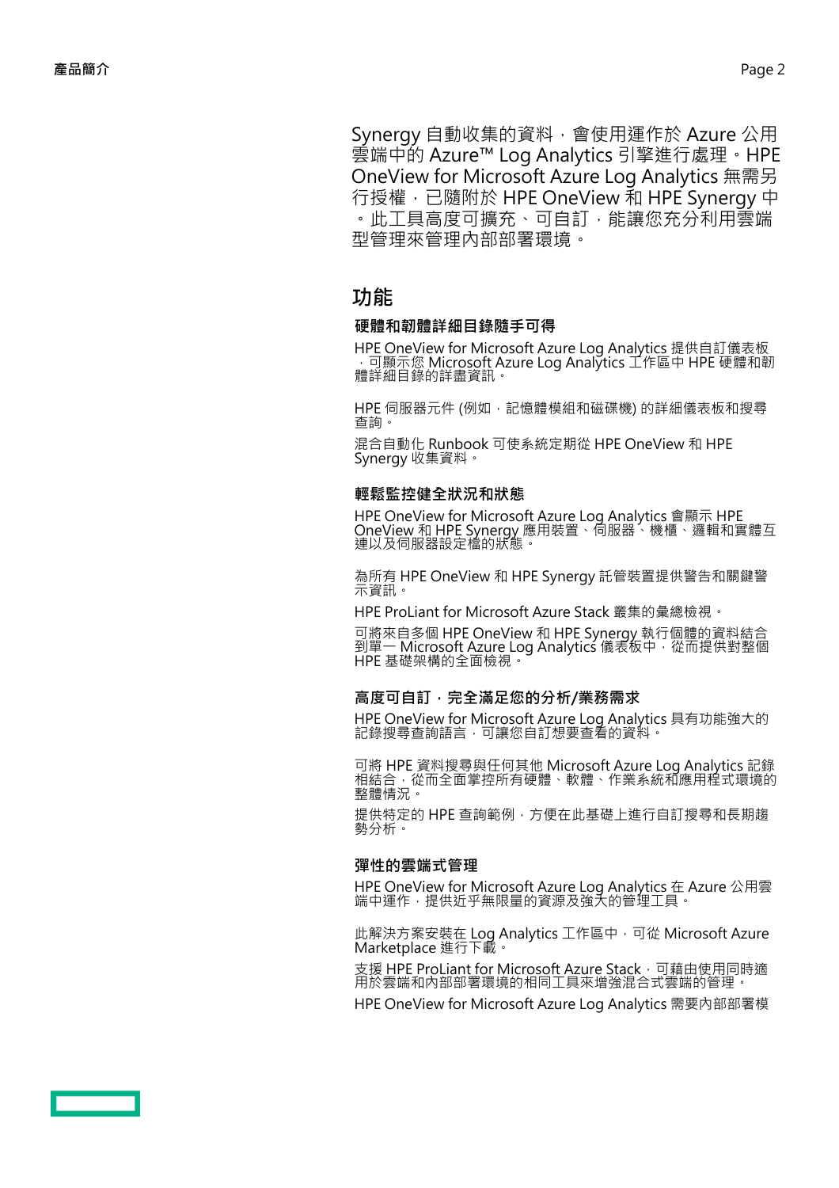Synergy 自動收集的資料，會使用運作於 Azure 公用雲端中的 Azure™ Log Analytics 引擎進行處理。HPE OneView for Microsoft Azure Log Analytics 無需另行授權，已隨附於 HPE OneView 和 HPE Synergy 中。此工具高度可擴充、可自訂，能讓您充分利用雲端型管理來管理內部部署環境。

## 功能

### 硬體和韌體詳細目錄隨手可得

HPE OneView for Microsoft Azure Log Analytics 提供自訂儀表板，可顯示您 Microsoft Azure Log Analytics 工作區中 HPE 硬體和韌體詳細目錄的詳盡資訊。

HPE 伺服器元件 (例如，記憶體模組和磁碟機) 的詳細儀表板和搜尋查詢。

混合自動化 Runbook 可使系統定期從 HPE OneView 和 HPE Synergy 收集資料。

### 輕鬆監控健全狀況和狀態

HPE OneView for Microsoft Azure Log Analytics 會顯示 HPE OneView 和 HPE Synergy 應用裝置、伺服器、機櫃、邏輯和實體互連以及伺服器設定檔的狀態。

為所有 HPE OneView 和 HPE Synergy 託管裝置提供警告和關鍵警示資訊。

HPE ProLiant for Microsoft Azure Stack 叢集的彙總檢視。

可將來自多個 HPE OneView 和 HPE Synergy 執行個體的資料結合到單一 Microsoft Azure Log Analytics 儀表板中，從而提供對整個 HPE 基礎架構的全面檢視。

### 高度可自訂，完全滿足您的分析/業務需求

HPE OneView for Microsoft Azure Log Analytics 具有功能強大的記錄搜尋查詢語言，可讓您自訂想要查看的資料。

可將 HPE 資料搜尋與任何其他 Microsoft Azure Log Analytics 記錄相結合，從而全面掌控所有硬體、軟體、作業系統和應用程式環境的整體情況。

提供特定的 HPE 查詢範例，方便在此基礎上進行自訂搜尋和長期趨勢分析。

### 彈性的雲端式管理

HPE OneView for Microsoft Azure Log Analytics 在 Azure 公用雲端中運作，提供近乎無限量的資源及強大的管理工具。

此解決方案安裝在 Log Analytics 工作區中，可從 Microsoft Azure Marketplace 進行下載。

支援 HPE ProLiant for Microsoft Azure Stack，可藉由使用同時適用於雲端和內部部署環境的相同工具來增強混合式雲端的管理。

HPE OneView for Microsoft Azure Log Analytics 需要內部部署模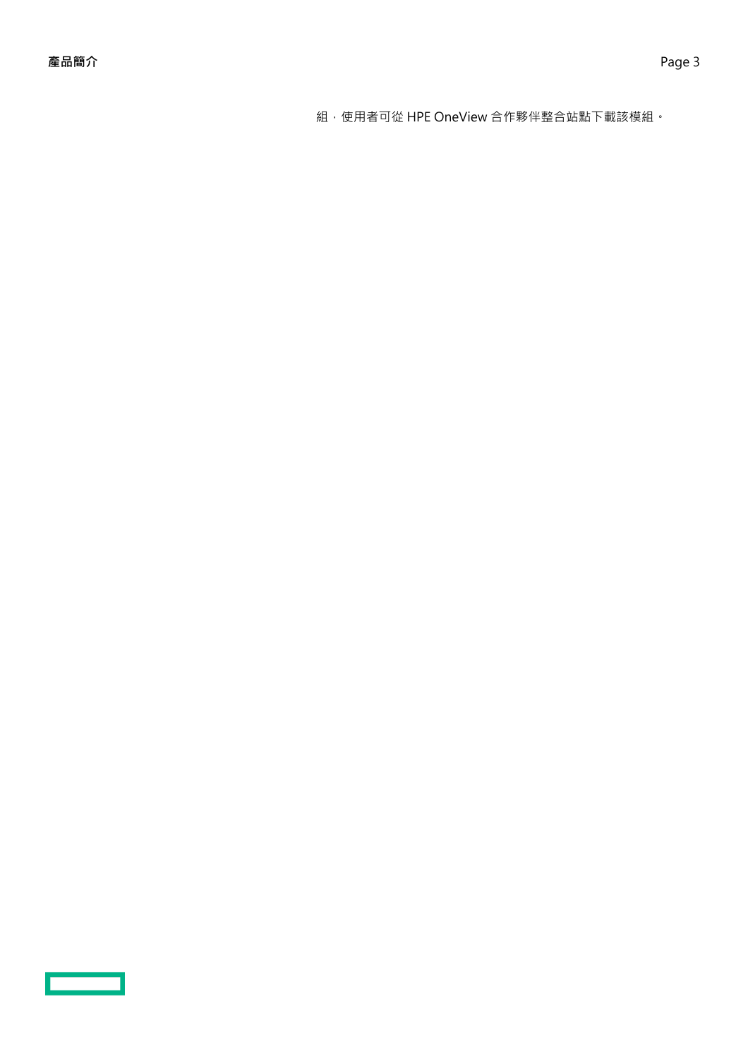組，使用者可從 HPE OneView 合作夥伴整合站點下載該模組。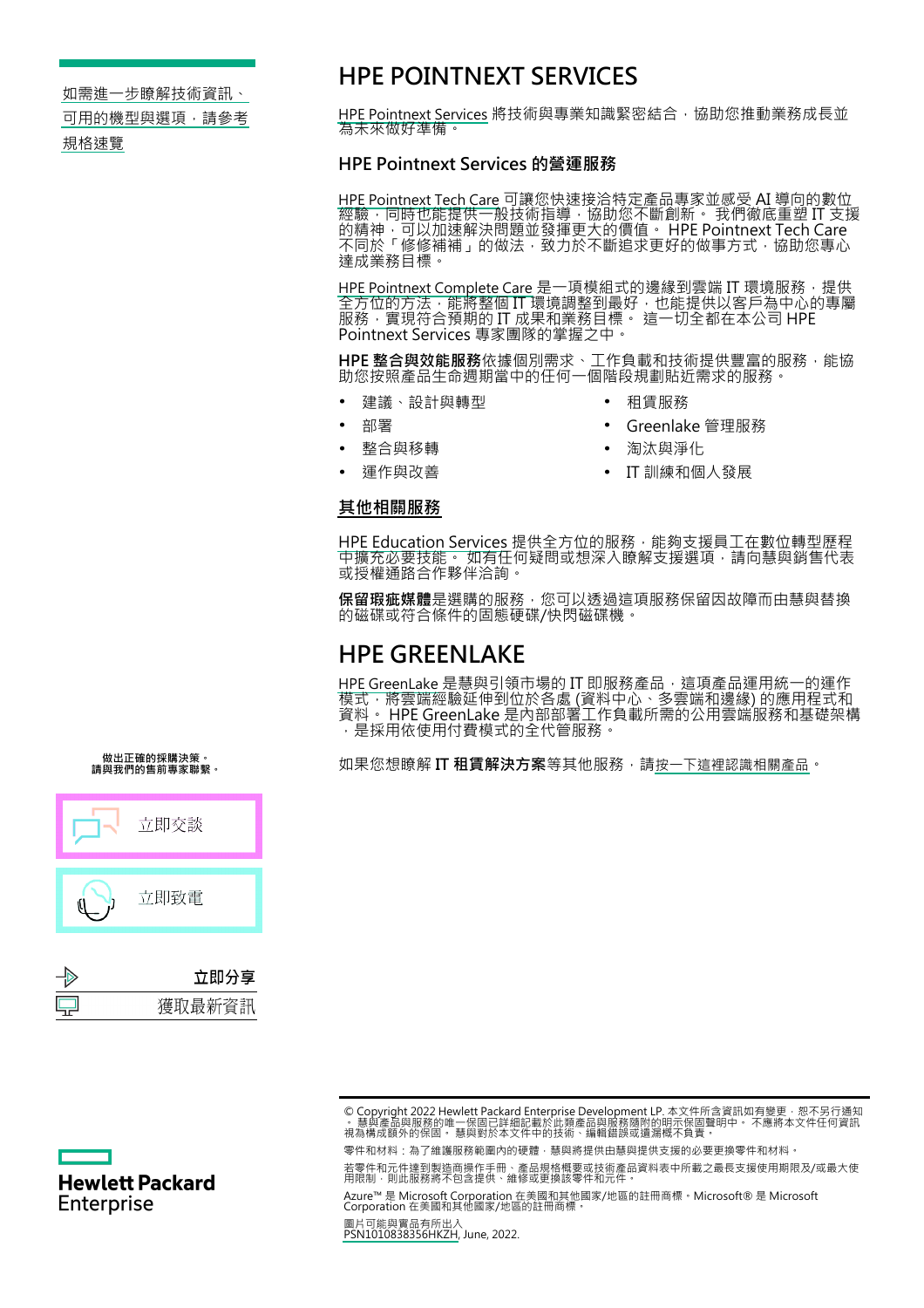如需進一步瞭解技術資訊、可用的機型與選項，請參考規格速覽

# HPE POINTNEXT SERVICES

HPE Pointnext Services 將技術與專業知識緊密結合，協助您推動業務成長並為未來做好準備。

### HPE Pointnext Services 的營運服務

HPE Pointnext Tech Care 可讓您快速接洽特定產品專家並感受 AI 導向的數位經驗，同時也能提供一般技術指導，協助您不斷創新。 我們徹底重塑 IT 支援的精神，可以加速解決問題並發揮更大的價值。 HPE Pointnext Tech Care 不同於「修修補補」的做法，致力於不斷追求更好的做事方式，協助您專心達成業務目標。

HPE Pointnext Complete Care 是一項模組式的邊緣到雲端 IT 環境服務，提供全方位的方法，能將整個 IT 環境調整到最好，也能提供以客戶為中心的專屬服務，實現符合預期的 IT 成果和業務目標。 這一切全都在本公司 HPE Pointnext Services 專家團隊的掌握之中。

**HPE 整合與效能服務**依據個別需求、工作負載和技術提供豐富的服務，能協助您按照產品生命週期當中的任何一個階段規劃貼近需求的服務。

- 建議、設計與轉型
- 部署
- 整合與移轉
- 運作與改善
- 租賃服務
- Greenlake 管理服務
- 淘汰與淨化
- IT 訓練和個人發展

### 其他相關服務

HPE Education Services 提供全方位的服務，能夠支援員工在數位轉型歷程中擴充必要技能。 如有任何疑問或想深入瞭解支援選項，請向慧與銷售代表或授權通路合作夥伴洽詢。

**保留瑕疵媒體**是選購的服務，您可以透過這項服務保留因故障而由慧與替換的磁碟或符合條件的固態硬碟/快閃磁碟機。

# HPE GREENLAKE

HPE GreenLake 是慧與引領市場的 IT 即服務產品，這項產品運用統一的運作模式，將雲端經驗延伸到位於各處 (資料中心、多雲端和邊緣) 的應用程式和資料。 HPE GreenLake 是內部部署工作負載所需的公用雲端服務和基礎架構，是採用依使用付費模式的全代管服務。

如果您想瞭解 **IT 租賃解決方案**等其他服務，請按一下這裡認識相關產品。

做出正確的採購決策。
請與我們的售前專家聯繫。

立即交談

立即致電

立即分享

獲取最新資訊

© Copyright 2022 Hewlett Packard Enterprise Development LP. 本文件所含資訊如有變更，恕不另行通知。慧與產品與服務的唯一保固已詳細記載於此類產品與服務隨附的明示保固聲明中。 不應將本文件任何資訊視為構成額外的保固。 慧與對於本文件中的技術、編輯錯誤或遺漏概不負責。

零件和材料：為了維護服務範圍內的硬體，慧與將提供由慧與提供支援的必要更換零件和材料。

若零件和元件達到製造商操作手冊、產品規格概要或技術產品資料表中所載之最長支援使用期限及/或最大使用限制，則此服務將不包含提供、維修或更換該零件和元件。

Azure™ 是 Microsoft Corporation 在美國和其他國家/地區的註冊商標。Microsoft® 是 Microsoft Corporation 在美國和其他國家/地區的註冊商標。

圖片可能與實品有所出入
PSN1010838356HKZH, June, 2022.

Hewlett Packard Enterprise